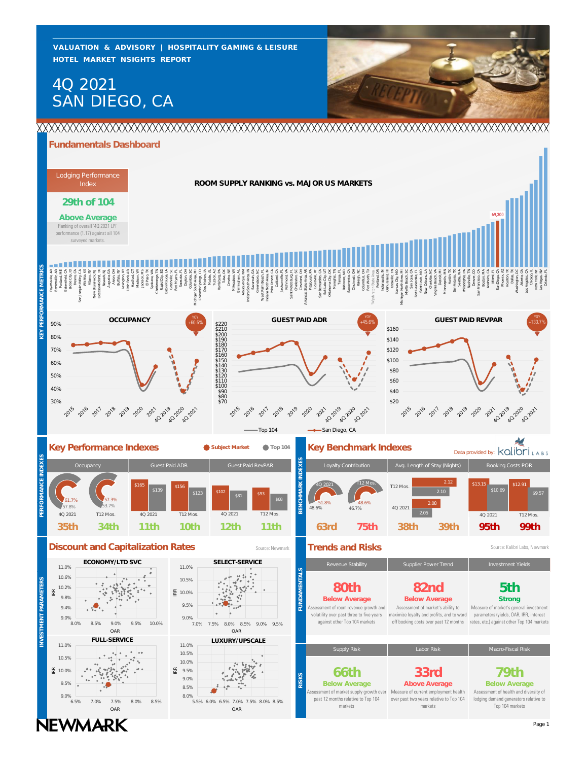VALUATION & ADVISORY | HOSPITALITY GAMING & LEISURE
HOTEL MARKET NSIGHTS REPORT

# 4Q 2021
# SAN DIEGO, CA

## Fundamentals Dashboard

KEY PERFORMANCE METRICS

**Lodging Performance Index**

**29th of 104**

**Above Average**

Ranking of overall '4Q 2021 LPI' performance (1.17) against all 104 surveyed markets.

**ROOM SUPPLY RANKING vs. MAJOR US MARKETS**

69,300

Fayetteville, AR; Brownsville, AR; Portland, ME; Bakersfield, CA; Boise City, ID; Fresno, CA; San Joaquin Valley, CA; Wichita, KS; Albany, NY; New Brunswick, NJ; Odessa-Midland, TX; Newark, NJ; Augusta, GA; Akron, OH; Buffalo, NY; Lexington, KY; Little Rock, AR; Hartford, CT; Madison, WI; Jackson, MS; El Paso, TX; Spokane, WA; Chattanooga, TN; Rapid City, SD; Baton Rouge, LA; Greenville, SC; Fort Myers, FL; Sarasota, FL; Dayton, OH; Columbia, SC; Michigan South Area, MI; Colorado Springs, CO; Des Moines, IA; Mobile, AL; Tucson, AZ; Hershey, PA; Tulsa, OK; Omaha, NE; Milwaukee, WI; Birmingham, AL; Albuquerque, NM; Indiana South Area, IN; Savannah, GA; Greensboro, NC; West Palm Beach, FL; Indiana North Area, IN; Palm Desert, CA; Oakland, CA; Jacksonville, FL; Richmond, VA; Saint Petersburg, FL; Charleston, SC; Cleveland, OH; Arkansas State Area, AR; Pittsburgh, PA; Louisville, KY; San Bernardino, CA; Salt Lake City, UT; Oklahoma City, OK; Memphis, TN; Tampa, FL; Baltimore, MD; Sacramento, CA; Cincinnati, OH; Raleigh, NC; Columbus, OH; Fort Worth, TX; Washington State Area, WA; Portland, OR; Indianapolis, IN; Oahu Island, HI; Knoxville, TN; Kansas City, MO; Michigan North Area, MI; Myrtle Beach, SC; San Jose, CA; Fort Lauderdale, FL; Saint Louis, MO; New Orleans, LA; Charlotte, NC; Virginia Beach, VA; Detroit, MI; Minneapolis, MN; Austin, TX; San Antonio, TX; Seattle, WA; Philadelphia, PA; Nashville, TN; Denver, CO; San Francisco, CA; Boston, MA; Anaheim, CA; Miami, FL; San Diego, CA; Houston, TX; Dallas, TX; Washington, DC; Atlanta, GA; Los Angeles, CA; Chicago, IL; New York, NY; Las Vegas, NV; Orlando, FL

**OCCUPANCY** — YOY +60.5%

90% 80% 70% 60% 50% 40% 30%

2015 2016 2017 2018 2019 2020 2021 4Q 2019 4Q 2020 4Q 2021

**GUEST PAID ADR** — YOY +45.6%

$220 $210 $200 $190 $180 $170 $160 $150 $140 $130 $120 $110 $100 $90 $80 $70

2015 2016 2017 2018 2019 2020 2021 4Q 2019 4Q 2020 4Q 2021

**GUEST PAID REVPAR** — YOY +133.7%

$160 $140 $120 $100 $80 $60 $40 $20

2015 2016 2017 2018 2019 2020 2021 4Q 2019 4Q 2020 4Q 2021

Top 104 — San Diego, CA

## Key Performance Indexes

PERFORMANCE INDEXES

Subject Market — Top 104

| Occupancy | | Guest Paid ADR | | Guest Paid RevPAR | |
|---|---|---|---|---|---|
| 61.7% / 57.8% | 57.3% / 53.7% | $165 / $139 | $156 / $123 | $102 / $81 | $93 / $68 |
| 4Q 2021 | T12 Mos. | 4Q 2021 | T12 Mos. | 4Q 2021 | T12 Mos. |
| 35th | 34th | 11th | 10th | 12th | 11th |

## Key Benchmark Indexes

Data provided by: kalibri LABS

BENCHMARK INDEXES

| Loyalty Contribution | | Avg. Length of Stay (Nights) | | Booking Costs POR | |
|---|---|---|---|---|---|
| 4Q 2021: 51.8% / 48.6% | T12 Mos.: 48.6% / 46.7% | T12 Mos.: 2.12 / 2.10 | 4Q 2021: 2.08 / 2.05 | 4Q 2021: $13.15 / $10.69 | T12 Mos.: $12.91 / $9.57 |
| 63rd | 75th | 38th | 39th | 95th | 99th |

## Discount and Capitalization Rates

Source: Newmark

INVESTMENT PARAMETERS

**ECONOMY/LTD SVC**

IRR: 11.0% 10.6% 10.2% 9.8% 9.4% 9.0%
OAR: 8.0% 8.5% 9.0% 9.5% 10.0%

**SELECT-SERVICE**

IRR: 11.0% 10.5% 10.0% 9.5% 9.0%
OAR: 7.0% 7.5% 8.0% 8.5% 9.0% 9.5%

**FULL-SERVICE**

IRR: 11.0% 10.5% 10.0% 9.5% 9.0%
OAR: 6.5% 7.0% 7.5% 8.0% 8.5%

**LUXURY/UPSCALE**

IRR: 11.0% 10.5% 10.0% 9.5% 9.0% 8.5% 8.0%
OAR: 5.5% 6.0% 6.5% 7.0% 7.5% 8.0% 8.5%

## Trends and Risks

Source: Kalibri Labs, Newmark

FUNDAMENTALS

| Revenue Stability | Supplier Power Trend | Investment Yields |
|---|---|---|
| **80th** | **82nd** | **5th** |
| **Below Average** | **Below Average** | **Strong** |
| Assessment of room revenue growth and volatility over past three to five years against other Top 104 markets | Assessment of market's ability to maximize loyalty and profits, and to ward off booking costs over past 12 months | Measure of market's general investment parameters (yields, OAR, IRR, interest rates, etc.) against other Top 104 markets |

RISKS

| Supply Risk | Labor Risk | Macro-Fiscal Risk |
|---|---|---|
| **66th** | **33rd** | **79th** |
| **Below Average** | **Above Average** | **Below Average** |
| Assessment of market supply growth over past 12 months relative to Top 104 markets | Measure of current employment health over past two years relative to Top 104 markets | Assessment of health and diversity of lodging demand generators relative to Top 104 markets |

NEWMARK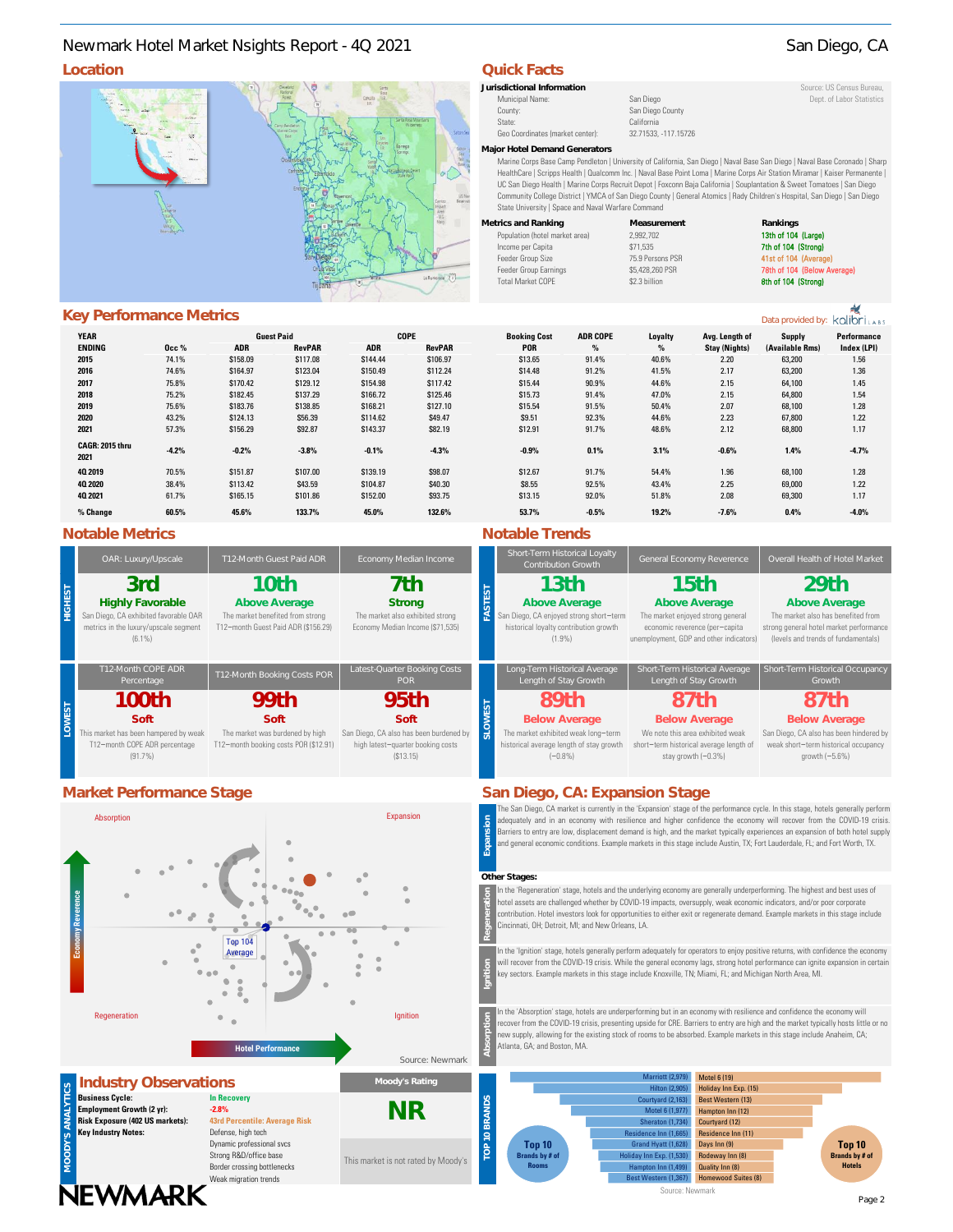# Newmark Hotel Market Nsights Report - 4Q 2021

San Diego, CA

## Location

## Quick Facts

**Jurisdictional Information**

Source: US Census Bureau, Dept. of Labor Statistics

| | |
|---|---|
| Municipal Name: | San Diego |
| County: | San Diego County |
| State: | California |
| Geo Coordinates (market center): | 32.71533, -117.15726 |

**Major Hotel Demand Generators**

Marine Corps Base Camp Pendleton | University of California, San Diego | Naval Base San Diego | Naval Base Coronado | Sharp HealthCare | Scripps Health | Qualcomm Inc. | Naval Base Point Loma | Marine Corps Air Station Miramar | Kaiser Permanente | UC San Diego Health | Marine Corps Recruit Depot | Foxconn Baja California | Souplantation & Sweet Tomatoes | San Diego Community College District | YMCA of San Diego County | General Atomics | Rady Children's Hospital, San Diego | San Diego State University | Space and Naval Warfare Command

| Metrics and Ranking | Measurement | Rankings |
|---|---|---|
| Population (hotel market area) | 2,992,702 | 13th of 104 (Large) |
| Income per Capita | $71,535 | 7th of 104 (Strong) |
| Feeder Group Size | 75.9 Persons PSR | 41st of 104 (Average) |
| Feeder Group Earnings | $5,428,260 PSR | 78th of 104 (Below Average) |
| Total Market COPE | $2.3 billion | 8th of 104 (Strong) |

## Key Performance Metrics

Data provided by: kalibri LABS

| YEAR ENDING | Occ % | Guest Paid ADR | Guest Paid RevPAR | COPE ADR | COPE RevPAR | Booking Cost POR | ADR COPE % | Loyalty % | Avg. Length of Stay (Nights) | Supply (Available Rms) | Performance Index (LPI) |
|---|---|---|---|---|---|---|---|---|---|---|---|
| 2015 | 74.1% | $158.09 | $117.08 | $144.44 | $106.97 | $13.65 | 91.4% | 40.6% | 2.20 | 63,200 | 1.56 |
| 2016 | 74.6% | $164.97 | $123.06 | $150.49 | $112.24 | $14.48 | 91.2% | 41.5% | 2.17 | 63,200 | 1.36 |
| 2017 | 75.8% | $170.42 | $129.12 | $154.98 | $117.42 | $15.44 | 90.9% | 44.6% | 2.15 | 64,100 | 1.45 |
| 2018 | 75.2% | $182.45 | $137.29 | $166.72 | $125.46 | $15.73 | 91.4% | 47.0% | 2.15 | 64,800 | 1.54 |
| 2019 | 75.6% | $183.76 | $138.85 | $168.21 | $127.10 | $15.54 | 91.5% | 50.4% | 2.07 | 68,100 | 1.28 |
| 2020 | 43.2% | $124.13 | $56.39 | $114.62 | $49.47 | $9.51 | 92.3% | 44.6% | 2.23 | 67,800 | 1.22 |
| 2021 | 57.3% | $156.29 | $92.87 | $143.37 | $82.19 | $12.91 | 91.7% | 48.6% | 2.12 | 68,800 | 1.17 |
| CAGR: 2015 thru 2021 | -4.2% | -0.2% | -3.8% | -0.1% | -4.3% | -0.9% | 0.1% | 3.1% | -0.6% | 1.4% | -4.7% |
| 4Q 2019 | 70.5% | $151.87 | $107.00 | $139.19 | $98.07 | $12.67 | 91.7% | 54.4% | 1.96 | 68,100 | 1.28 |
| 4Q 2020 | 38.4% | $113.42 | $43.59 | $104.87 | $40.30 | $8.55 | 92.5% | 43.4% | 2.25 | 69,000 | 1.22 |
| 4Q 2021 | 61.7% | $165.15 | $101.86 | $152.00 | $93.75 | $13.15 | 92.0% | 51.8% | 2.08 | 69,300 | 1.17 |
| % Change | 60.5% | 45.6% | 133.7% | 45.0% | 132.6% | 53.7% | -0.5% | 19.2% | -7.6% | 0.4% | -4.0% |

## Notable Metrics

**HIGHEST**

- **OAR: Luxury/Upscale — 3rd — Highly Favorable:** San Diego, CA exhibited favorable OAR metrics in the luxury/upscale segment (6.1%)
- **T12-Month Guest Paid ADR — 10th — Above Average:** The market benefited from strong T12–month Guest Paid ADR ($156.29)
- **Economy Median Income — 7th — Strong:** The market also exhibited strong Economy Median Income ($71,535)

**LOWEST**

- **T12-Month COPE ADR Percentage — 100th — Soft:** This market has been hampered by weak T12–month COPE ADR percentage (91.7%)
- **T12-Month Booking Costs POR — 99th — Soft:** The market was burdened by high T12–month booking costs POR ($12.91)
- **Latest-Quarter Booking Costs POR — 95th — Soft:** San Diego, CA also has been burdened by high latest–quarter booking costs ($13.15)

## Notable Trends

**FASTEST**

- **Short-Term Historical Loyalty Contribution Growth — 13th — Above Average:** San Diego, CA enjoyed strong short–term historical loyalty contribution growth (1.9%)
- **General Economy Reverence — 15th — Above Average:** The market enjoyed strong general economic reverence (per–capita unemployment, GDP and other indicators)
- **Overall Health of Hotel Market — 29th — Above Average:** The market also has benefited from strong general hotel market performance (levels and trends of fundamentals)

**SLOWEST**

- **Long-Term Historical Average Length of Stay Growth — 89th — Below Average:** The market exhibited weak long–term historical average length of stay growth (–0.8%)
- **Short-Term Historical Average Length of Stay Growth — 87th — Below Average:** We note this area exhibited weak short–term historical average length of stay growth (–0.3%)
- **Short-Term Historical Occupancy Growth — 87th — Below Average:** San Diego, CA also has been hindered by weak short–term historical occupancy growth (–5.6%)

## Market Performance Stage

Absorption

Expansion

Regeneration

Ignition

Economy Reverence

Hotel Performance

Top 104 Average

Source: Newmark

## San Diego, CA: Expansion Stage

**Expansion:** The San Diego, CA market is currently in the 'Expansion' stage of the performance cycle. In this stage, hotels generally perform adequately and in an economy with resilience and higher confidence the economy will recover from the COVID-19 crisis. Barriers to entry are low, displacement demand is high, and the market typically experiences an expansion of both hotel supply and general economic conditions. Example markets in this stage include Austin, TX; Fort Lauderdale, FL; and Fort Worth, TX.

**Other Stages:**

**Regeneration:** In the 'Regeneration' stage, hotels and the underlying economy are generally underperforming. The highest and best uses of hotel assets are challenged whether by COVID-19 impacts, oversupply, weak economic indicators, and/or poor corporate contribution. Hotel investors look for opportunities to either exit or regenerate demand. Example markets in this stage include Cincinnati, OH; Detroit, MI; and New Orleans, LA.

**Ignition:** In the 'Ignition' stage, hotels generally perform adequately for operators to enjoy positive returns, with confidence the economy will recover from the COVID-19 crisis. While the general economy lags, strong hotel performance can ignite expansion in certain key sectors. Example markets in this stage include Knoxville, TN; Miami, FL; and Michigan North Area, MI.

**Absorption:** In the 'Absorption' stage, hotels are underperforming but in an economy with resilience and confidence the economy will recover from the COVID-19 crisis, presenting upside for CRE. Barriers to entry are high and the market typically hosts little or no new supply, allowing for the existing stock of rooms to be absorbed. Example markets in this stage include Anaheim, CA; Atlanta, GA; and Boston, MA.

## Industry Observations

**MOODY'S ANALYTICS**

| | |
|---|---|
| **Business Cycle:** | In Recovery |
| **Employment Growth (2 yr):** | -2.8% |
| **Risk Exposure (402 US markets):** | 43rd Percentile: Average Risk |
| **Key Industry Notes:** | Defense, high tech |
| | Dynamic professional svcs |
| | Strong R&D/office base |
| | Border crossing bottlenecks |
| | Weak migration trends |

**Moody's Rating**

**NR**

This market is not rated by Moody's

## TOP 10 BRANDS

**Top 10 Brands by # of Rooms**

Marriott (2,979)
Hilton (2,905)
Courtyard (2,163)
Motel 6 (1,977)
Sheraton (1,734)
Residence Inn (1,665)
Grand Hyatt (1,628)
Holiday Inn Exp. (1,530)
Hampton Inn (1,499)
Best Western (1,367)

**Top 10 Brands by # of Hotels**

Motel 6 (19)
Holiday Inn Exp. (15)
Best Western (13)
Hampton Inn (12)
Courtyard (12)
Residence Inn (11)
Days Inn (9)
Rodeway Inn (8)
Quality Inn (8)
Homewood Suites (8)

Source: Newmark

NEWMARK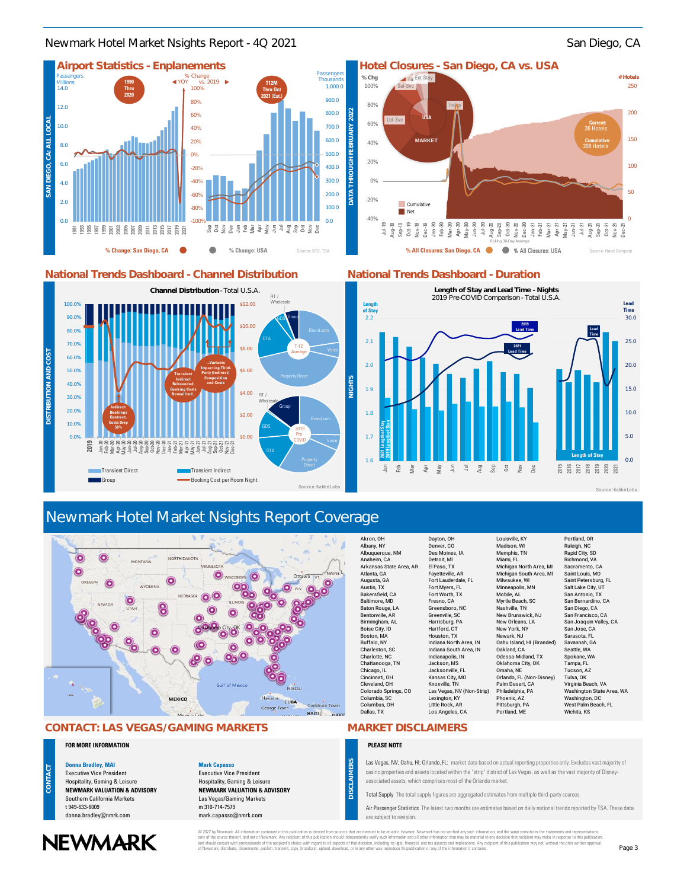Newmark Hotel Market Nsights Report - 4Q 2021

San Diego, CA

## Airport Statistics - Enplanements

SAN DIEGO, CA: ALL LOCAL

Passengers Millions

1990 Thru 2020

% Change ◄YOY vs. 2019 ►

T12M Thru Oct 2021 (Est.)

Passengers Thousands

14.0 12.0 10.0 8.0 6.0 4.0 2.0 0.0

100% 80% 60% 40% 20% 0% -20% -40% -60% -80% -100%

1,000.0 900.0 800.0 700.0 600.0 500.0 400.0 300.0 200.0 100.0 0.0

1991 1993 1995 1997 1999 2001 2003 2005 2007 2009 2011 2013 2015 2017 2019 2021

Sep Oct Nov Dec Jan Feb Mar Apr May Jun Jul Aug Sep Oct Nov Dec

% Change: San Diego, CA — % Change: USA

Source: BTS, TSA

## Hotel Closures - San Diego, CA vs. USA

DATA THROUGH FEBRUARY 2022

% Chg

100% 80% 60% 40% 20% 0% -20% -40%

#Hotels

250 200 150 100 50 0

Full, Ext-Stay, Sel-Svc, Ltd-Svc, Indep, USA, MARKET

Current: 36 Hotels

Cumulative: 208 Hotels

Cumulative, Net

Jul-19 Aug-19 Sep-19 Oct-19 Nov-19 Dec-19 Jan-20 Feb-20 Mar-20 Apr-20 May-20 Jun-20 Jul-20 Aug-20 Sep-20 Oct-20 Nov-20 Dec-20 Jan-21 Feb-21 Mar-21 Apr-21 May-21 Jun-21 Jul-21 Aug-21 Sep-21 Oct-21 Nov-21 Dec-21

Rolling 30-Day Average

% All Closures: San Diego, CA — % All Closures: USA

Source: Hotel Compete

## National Trends Dashboard - Channel Distribution

DISTRIBUTION AND COST

**Channel Distribution** - Total U.S.A.

100.0% 90.0% 80.0% 70.0% 60.0% 50.0% 40.0% 30.0% 20.0% 10.0% 0.0%

$12.00 $10.00 $8.00 $6.00 $4.00 $2.00 $0.00

2019 Jan-20 Feb-20 Mar-20 Apr-20 May-20 Jun-20 Jul-20 Aug-20 Sep-20 Oct-20 Nov-20 Dec-20 Jan-21 Feb-21 Mar-21 Apr-21 May-21 Jun-21 Jul-21 Aug-21 Sep-21 Oct-21 Nov-21 Dec-21

Indirect Bookings Contract, Costs Drop 58%

Transient Indirect Rebounded, Booking Costs Normalized...

...Variants Impacting Third-Party (Indirect) Composition and Costs

FIT / Wholesale, GDS, Group, Brand.com, OTA, Voice, Property Direct — T-12 Average

FIT / Wholesale, Group, Brand.com, GDS, OTA, Voice, Property Direct — 2019 Pre-COVID

Transient Direct, Transient Indirect, Group, Booking Cost per Room Night

Source: Kalibri Labs

## National Trends Dashboard - Duration

NIGHTS

**Length of Stay and Lead Time - Nights**

2019 Pre-COVID Comparison - Total U.S.A.

Length of Stay

2.2 2.1 2.0 1.9 1.8 1.7 1.6

Lead Time

30.0 25.0 20.0 15.0 10.0 5.0 0.0

2019 Lead Time

2021 Lead Time

2021 Length of Stay, 2019 Length of Stay

Jan Feb Mar Apr May Jun Jul Aug Sep Oct Nov Dec

Lead Time

Length of Stay

2015 2016 2017 2018 2019 2020 2021

Source: Kalibri Labs

# Newmark Hotel Market Nsights Report Coverage

Akron, OH
Albany, NY
Albuquerque, NM
Anaheim, CA
Arkansas State Area, AR
Atlanta, GA
Augusta, GA
Austin, TX
Bakersfield, CA
Baltimore, MD
Baton Rouge, LA
Bentonville, AR
Birmingham, AL
Boise City, ID
Boston, MA
Buffalo, NY
Charleston, SC
Charlotte, NC
Chattanooga, TN
Chicago, IL
Cincinnati, OH
Cleveland, OH
Colorado Springs, CO
Columbia, SC
Columbus, OH
Dallas, TX
Dayton, OH
Denver, CO
Des Moines, IA
Detroit, MI
El Paso, TX
Fayetteville, AR
Fort Lauderdale, FL
Fort Myers, FL
Fort Worth, TX
Fresno, CA
Greensboro, NC
Greenville, SC
Harrisburg, PA
Hartford, CT
Houston, TX
Indiana North Area, IN
Indiana South Area, IN
Indianapolis, IN
Jackson, MS
Jacksonville, FL
Kansas City, MO
Knoxville, TN
Las Vegas, NV (Non-Strip)
Lexington, KY
Little Rock, AR
Los Angeles, CA
Louisville, KY
Madison, WI
Memphis, TN
Miami, FL
Michigan North Area, MI
Michigan South Area, MI
Milwaukee, WI
Minneapolis, MN
Mobile, AL
Myrtle Beach, SC
Nashville, TN
New Brunswick, NJ
New Orleans, LA
New York, NY
Newark, NJ
Oahu Island, HI (Branded)
Oakland, CA
Odessa-Midland, TX
Oklahoma City, OK
Omaha, NE
Orlando, FL (Non-Disney)
Palm Desert, CA
Philadelphia, PA
Phoenix, AZ
Pittsburgh, PA
Portland, ME
Portland, OR
Raleigh, NC
Rapid City, SD
Richmond, VA
Sacramento, CA
Saint Louis, MO
Saint Petersburg, FL
Salt Lake City, UT
San Antonio, TX
San Bernardino, CA
San Diego, CA
San Francisco, CA
San Joaquin Valley, CA
San Jose, CA
Sarasota, FL
Savannah, GA
Seattle, WA
Spokane, WA
Tampa, FL
Tucson, AZ
Tulsa, OK
Virginia Beach, VA
Washington State Area, WA
Washington, DC
West Palm Beach, FL
Wichita, KS

## CONTACT: LAS VEGAS/GAMING MARKETS

**FOR MORE INFORMATION**

**Donna Bradley, MAI**
Executive Vice President
Hospitality, Gaming & Leisure
**NEWMARK VALUATION & ADVISORY**
Southern California Markets
t 949-633-6009
donna.bradley@nmrk.com

**Mark Capasso**
Executive Vice President
Hospitality, Gaming & Leisure
**NEWMARK VALUATION & ADVISORY**
Las Vegas/Gaming Markets
m 310-714-7579
mark.capasso@nmrk.com

## MARKET DISCLAIMERS

**PLEASE NOTE**

Las Vegas, NV; Oahu, HI; Orlando, FL: market data based on actual reporting properties only. Excludes vast majority of casino properties and assets located within the "strip" district of Las Vegas, as well as the vast majority of Disney-associated assets, which comprises most of the Orlando market.

Total Supply The total supply figures are aggregated estimates from multiple third-party sources.

Air Passenger Statistics The latest two months are estimates based on daily national trends reported by TSA. These data are subject to revision.

NEWMARK

© 2022 by Newmark. All information contained in this publication is derived from sources that are deemed to be reliable. However, Newmark has not verified any such information, and the same constitutes the statements and representations only of the source thereof, and not of Newmark. Any recipient of this publication should independently verify such information and all other information that may be material to any decision that recipient may make in response to this publication, and should consult with professionals of the recipient's choice with regard to all aspects of that decision, including its legal, financial, and tax aspects and implications. Any recipient of this publication may not, without the prior written approval of Newmark, distribute, disseminate, publish, transmit, copy, broadcast, upload, download, or in any other way reproduce this publication or any of the information it contains.